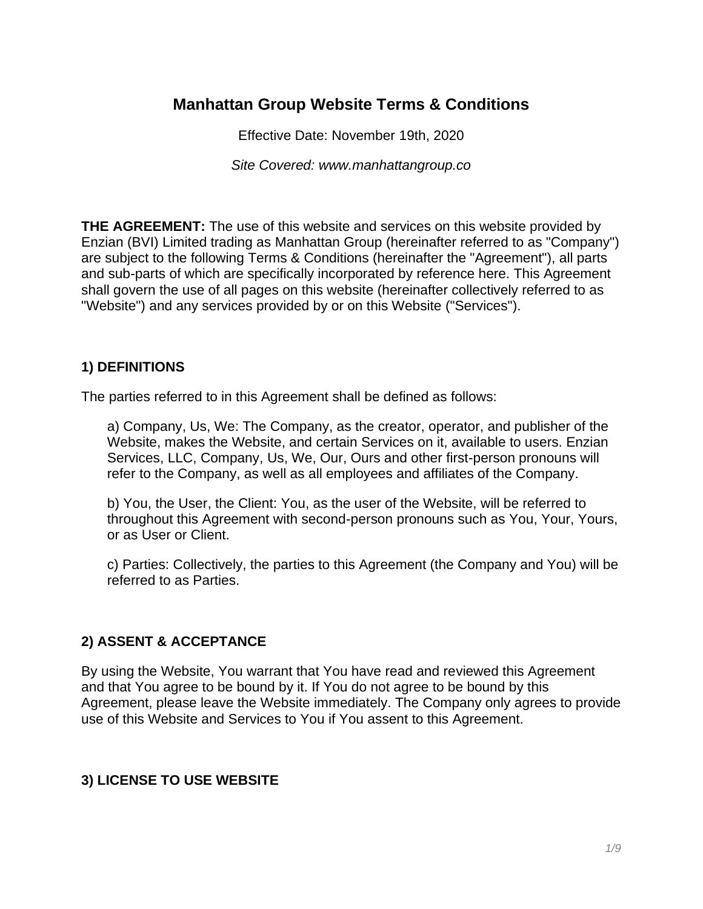# Manhattan Group Website Terms & Conditions

Effective Date: November 19th, 2020

*Site Covered: www.manhattangroup.co*

**THE AGREEMENT:** The use of this website and services on this website provided by Enzian (BVI) Limited trading as Manhattan Group (hereinafter referred to as "Company") are subject to the following Terms & Conditions (hereinafter the "Agreement"), all parts and sub-parts of which are specifically incorporated by reference here. This Agreement shall govern the use of all pages on this website (hereinafter collectively referred to as "Website") and any services provided by or on this Website ("Services").

## 1) DEFINITIONS

The parties referred to in this Agreement shall be defined as follows:

a) Company, Us, We: The Company, as the creator, operator, and publisher of the Website, makes the Website, and certain Services on it, available to users. Enzian Services, LLC, Company, Us, We, Our, Ours and other first-person pronouns will refer to the Company, as well as all employees and affiliates of the Company.

b) You, the User, the Client: You, as the user of the Website, will be referred to throughout this Agreement with second-person pronouns such as You, Your, Yours, or as User or Client.

c) Parties: Collectively, the parties to this Agreement (the Company and You) will be referred to as Parties.

## 2) ASSENT & ACCEPTANCE

By using the Website, You warrant that You have read and reviewed this Agreement and that You agree to be bound by it. If You do not agree to be bound by this Agreement, please leave the Website immediately. The Company only agrees to provide use of this Website and Services to You if You assent to this Agreement.

## 3) LICENSE TO USE WEBSITE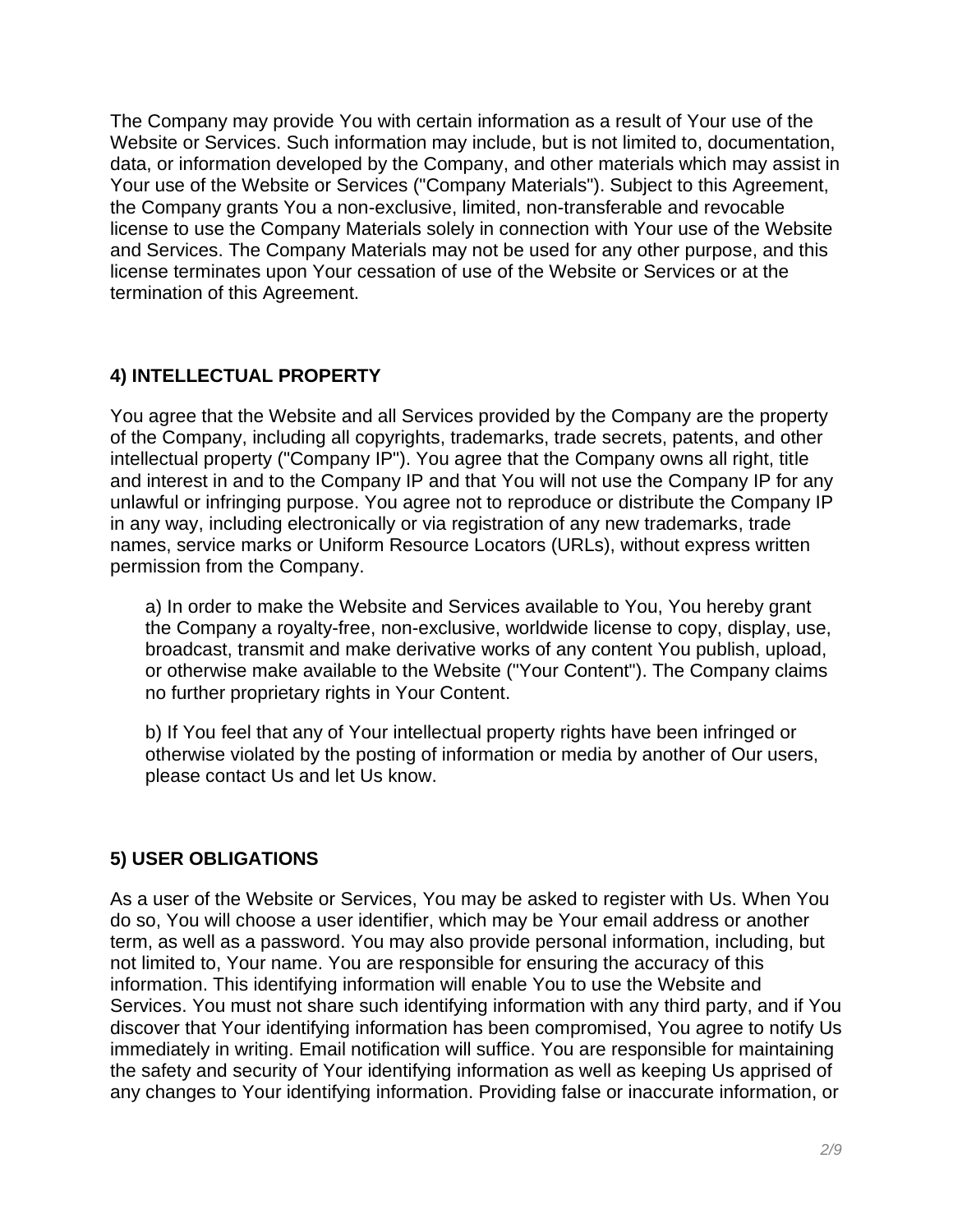The Company may provide You with certain information as a result of Your use of the Website or Services. Such information may include, but is not limited to, documentation, data, or information developed by the Company, and other materials which may assist in Your use of the Website or Services ("Company Materials"). Subject to this Agreement, the Company grants You a non-exclusive, limited, non-transferable and revocable license to use the Company Materials solely in connection with Your use of the Website and Services. The Company Materials may not be used for any other purpose, and this license terminates upon Your cessation of use of the Website or Services or at the termination of this Agreement.

## 4) INTELLECTUAL PROPERTY

You agree that the Website and all Services provided by the Company are the property of the Company, including all copyrights, trademarks, trade secrets, patents, and other intellectual property ("Company IP"). You agree that the Company owns all right, title and interest in and to the Company IP and that You will not use the Company IP for any unlawful or infringing purpose. You agree not to reproduce or distribute the Company IP in any way, including electronically or via registration of any new trademarks, trade names, service marks or Uniform Resource Locators (URLs), without express written permission from the Company.

a) In order to make the Website and Services available to You, You hereby grant the Company a royalty-free, non-exclusive, worldwide license to copy, display, use, broadcast, transmit and make derivative works of any content You publish, upload, or otherwise make available to the Website ("Your Content"). The Company claims no further proprietary rights in Your Content.

b) If You feel that any of Your intellectual property rights have been infringed or otherwise violated by the posting of information or media by another of Our users, please contact Us and let Us know.

## 5) USER OBLIGATIONS

As a user of the Website or Services, You may be asked to register with Us. When You do so, You will choose a user identifier, which may be Your email address or another term, as well as a password. You may also provide personal information, including, but not limited to, Your name. You are responsible for ensuring the accuracy of this information. This identifying information will enable You to use the Website and Services. You must not share such identifying information with any third party, and if You discover that Your identifying information has been compromised, You agree to notify Us immediately in writing. Email notification will suffice. You are responsible for maintaining the safety and security of Your identifying information as well as keeping Us apprised of any changes to Your identifying information. Providing false or inaccurate information, or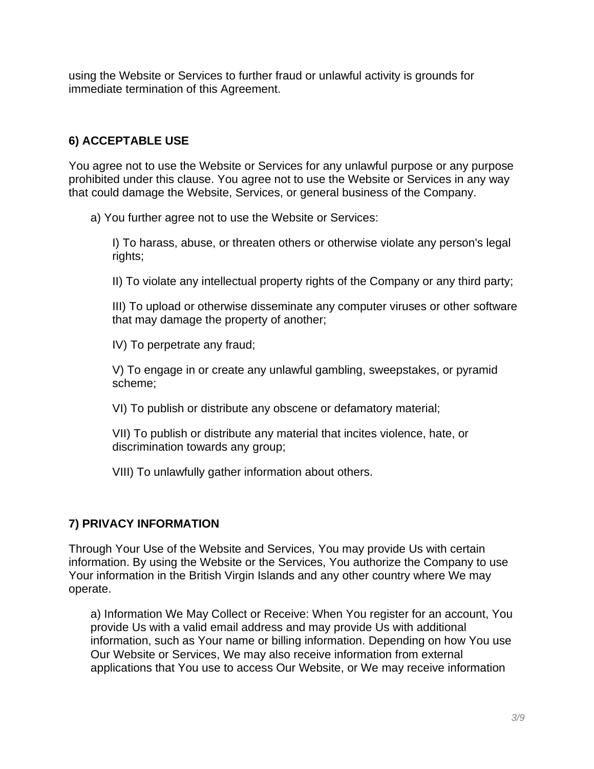using the Website or Services to further fraud or unlawful activity is grounds for immediate termination of this Agreement.

## 6) ACCEPTABLE USE

You agree not to use the Website or Services for any unlawful purpose or any purpose prohibited under this clause. You agree not to use the Website or Services in any way that could damage the Website, Services, or general business of the Company.

a) You further agree not to use the Website or Services:

I) To harass, abuse, or threaten others or otherwise violate any person's legal rights;

II) To violate any intellectual property rights of the Company or any third party;

III) To upload or otherwise disseminate any computer viruses or other software that may damage the property of another;

IV) To perpetrate any fraud;

V) To engage in or create any unlawful gambling, sweepstakes, or pyramid scheme;

VI) To publish or distribute any obscene or defamatory material;

VII) To publish or distribute any material that incites violence, hate, or discrimination towards any group;

VIII) To unlawfully gather information about others.

## 7) PRIVACY INFORMATION

Through Your Use of the Website and Services, You may provide Us with certain information. By using the Website or the Services, You authorize the Company to use Your information in the British Virgin Islands and any other country where We may operate.

a) Information We May Collect or Receive: When You register for an account, You provide Us with a valid email address and may provide Us with additional information, such as Your name or billing information. Depending on how You use Our Website or Services, We may also receive information from external applications that You use to access Our Website, or We may receive information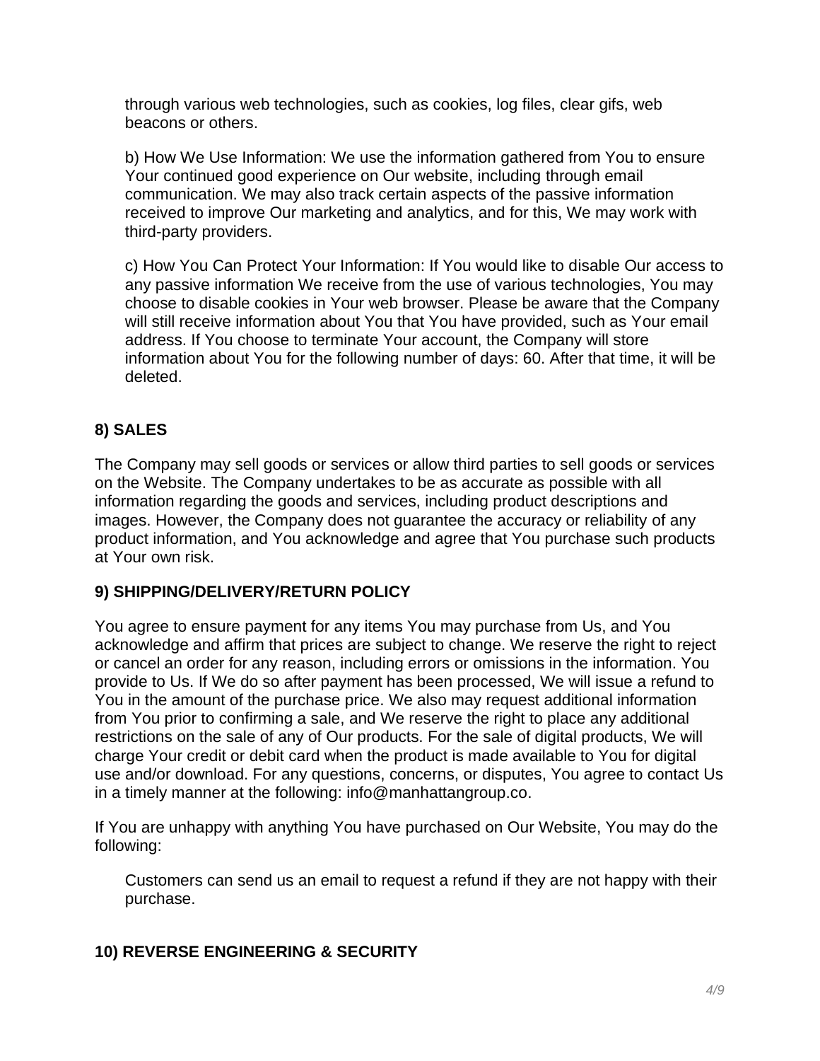through various web technologies, such as cookies, log files, clear gifs, web beacons or others.

b) How We Use Information: We use the information gathered from You to ensure Your continued good experience on Our website, including through email communication. We may also track certain aspects of the passive information received to improve Our marketing and analytics, and for this, We may work with third-party providers.

c) How You Can Protect Your Information: If You would like to disable Our access to any passive information We receive from the use of various technologies, You may choose to disable cookies in Your web browser. Please be aware that the Company will still receive information about You that You have provided, such as Your email address. If You choose to terminate Your account, the Company will store information about You for the following number of days: 60. After that time, it will be deleted.

**8) SALES**

The Company may sell goods or services or allow third parties to sell goods or services on the Website. The Company undertakes to be as accurate as possible with all information regarding the goods and services, including product descriptions and images. However, the Company does not guarantee the accuracy or reliability of any product information, and You acknowledge and agree that You purchase such products at Your own risk.

**9) SHIPPING/DELIVERY/RETURN POLICY**

You agree to ensure payment for any items You may purchase from Us, and You acknowledge and affirm that prices are subject to change. We reserve the right to reject or cancel an order for any reason, including errors or omissions in the information. You provide to Us. If We do so after payment has been processed, We will issue a refund to You in the amount of the purchase price. We also may request additional information from You prior to confirming a sale, and We reserve the right to place any additional restrictions on the sale of any of Our products. For the sale of digital products, We will charge Your credit or debit card when the product is made available to You for digital use and/or download. For any questions, concerns, or disputes, You agree to contact Us in a timely manner at the following: info@manhattangroup.co.

If You are unhappy with anything You have purchased on Our Website, You may do the following:

Customers can send us an email to request a refund if they are not happy with their purchase.

**10) REVERSE ENGINEERING & SECURITY**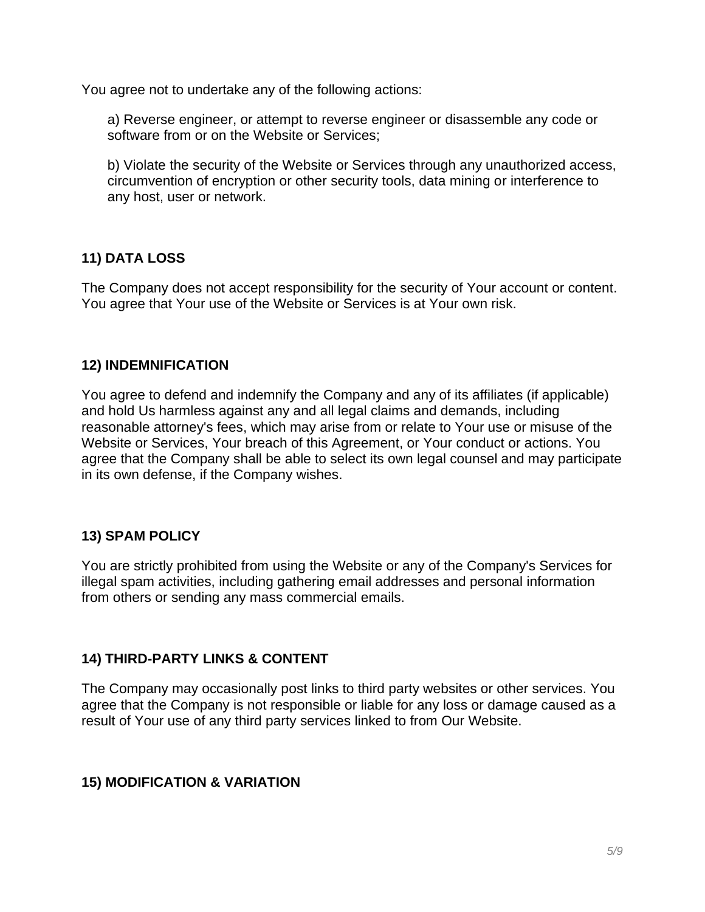You agree not to undertake any of the following actions:

a) Reverse engineer, or attempt to reverse engineer or disassemble any code or software from or on the Website or Services;

b) Violate the security of the Website or Services through any unauthorized access, circumvention of encryption or other security tools, data mining or interference to any host, user or network.

## 11) DATA LOSS

The Company does not accept responsibility for the security of Your account or content. You agree that Your use of the Website or Services is at Your own risk.

## 12) INDEMNIFICATION

You agree to defend and indemnify the Company and any of its affiliates (if applicable) and hold Us harmless against any and all legal claims and demands, including reasonable attorney's fees, which may arise from or relate to Your use or misuse of the Website or Services, Your breach of this Agreement, or Your conduct or actions. You agree that the Company shall be able to select its own legal counsel and may participate in its own defense, if the Company wishes.

## 13) SPAM POLICY

You are strictly prohibited from using the Website or any of the Company's Services for illegal spam activities, including gathering email addresses and personal information from others or sending any mass commercial emails.

## 14) THIRD-PARTY LINKS & CONTENT

The Company may occasionally post links to third party websites or other services. You agree that the Company is not responsible or liable for any loss or damage caused as a result of Your use of any third party services linked to from Our Website.

## 15) MODIFICATION & VARIATION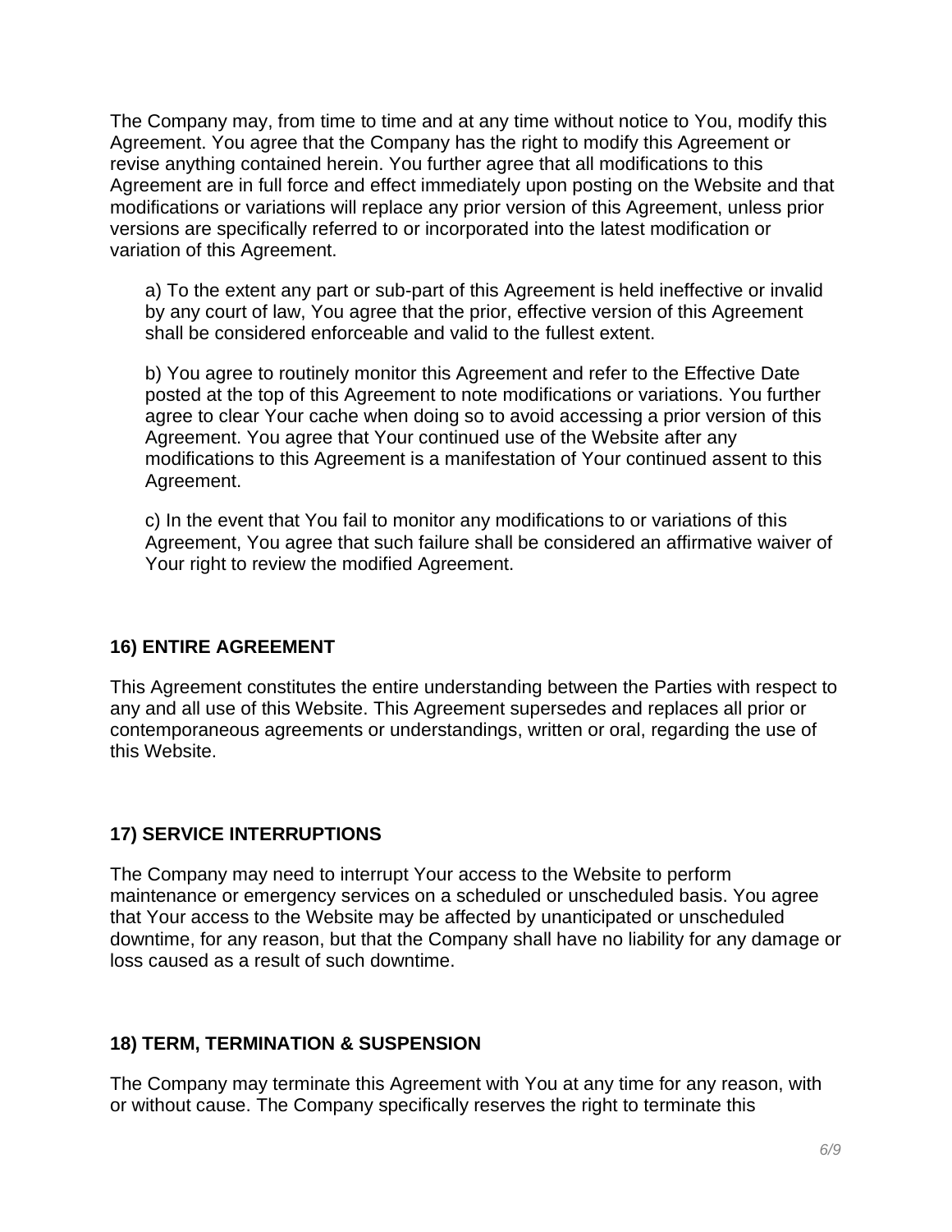The Company may, from time to time and at any time without notice to You, modify this Agreement. You agree that the Company has the right to modify this Agreement or revise anything contained herein. You further agree that all modifications to this Agreement are in full force and effect immediately upon posting on the Website and that modifications or variations will replace any prior version of this Agreement, unless prior versions are specifically referred to or incorporated into the latest modification or variation of this Agreement.

a) To the extent any part or sub-part of this Agreement is held ineffective or invalid by any court of law, You agree that the prior, effective version of this Agreement shall be considered enforceable and valid to the fullest extent.

b) You agree to routinely monitor this Agreement and refer to the Effective Date posted at the top of this Agreement to note modifications or variations. You further agree to clear Your cache when doing so to avoid accessing a prior version of this Agreement. You agree that Your continued use of the Website after any modifications to this Agreement is a manifestation of Your continued assent to this Agreement.

c) In the event that You fail to monitor any modifications to or variations of this Agreement, You agree that such failure shall be considered an affirmative waiver of Your right to review the modified Agreement.

## 16) ENTIRE AGREEMENT

This Agreement constitutes the entire understanding between the Parties with respect to any and all use of this Website. This Agreement supersedes and replaces all prior or contemporaneous agreements or understandings, written or oral, regarding the use of this Website.

## 17) SERVICE INTERRUPTIONS

The Company may need to interrupt Your access to the Website to perform maintenance or emergency services on a scheduled or unscheduled basis. You agree that Your access to the Website may be affected by unanticipated or unscheduled downtime, for any reason, but that the Company shall have no liability for any damage or loss caused as a result of such downtime.

## 18) TERM, TERMINATION & SUSPENSION

The Company may terminate this Agreement with You at any time for any reason, with or without cause. The Company specifically reserves the right to terminate this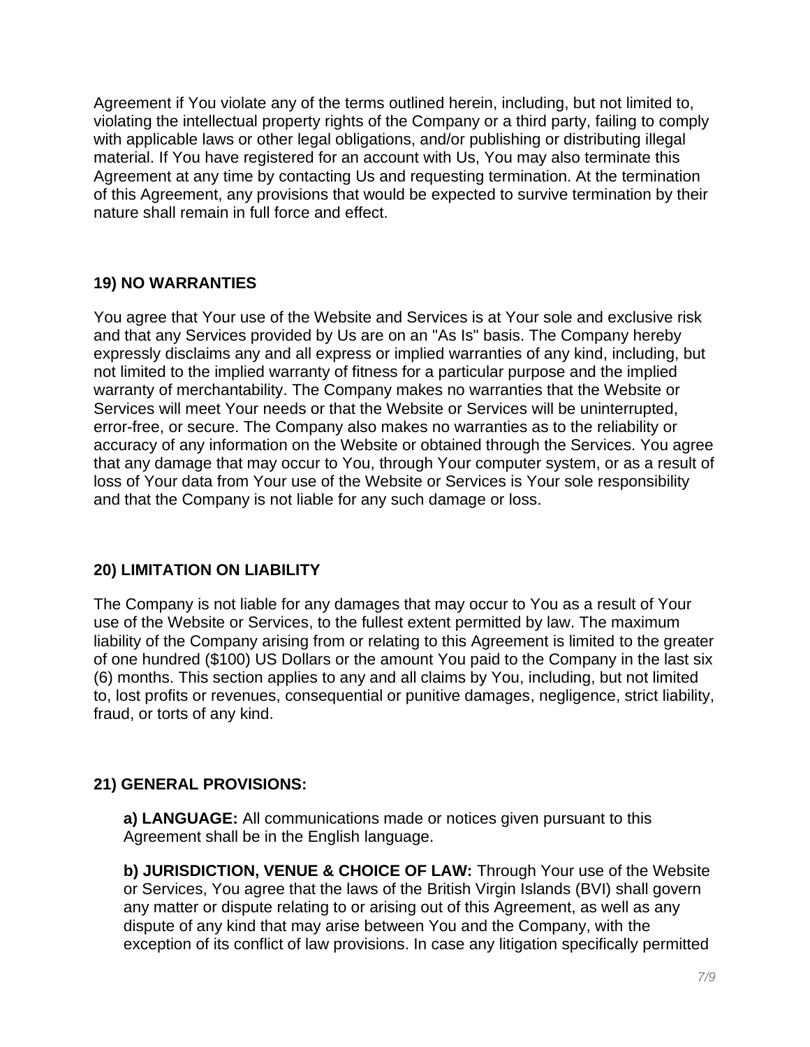Agreement if You violate any of the terms outlined herein, including, but not limited to, violating the intellectual property rights of the Company or a third party, failing to comply with applicable laws or other legal obligations, and/or publishing or distributing illegal material. If You have registered for an account with Us, You may also terminate this Agreement at any time by contacting Us and requesting termination. At the termination of this Agreement, any provisions that would be expected to survive termination by their nature shall remain in full force and effect.

## 19) NO WARRANTIES

You agree that Your use of the Website and Services is at Your sole and exclusive risk and that any Services provided by Us are on an "As Is" basis. The Company hereby expressly disclaims any and all express or implied warranties of any kind, including, but not limited to the implied warranty of fitness for a particular purpose and the implied warranty of merchantability. The Company makes no warranties that the Website or Services will meet Your needs or that the Website or Services will be uninterrupted, error-free, or secure. The Company also makes no warranties as to the reliability or accuracy of any information on the Website or obtained through the Services. You agree that any damage that may occur to You, through Your computer system, or as a result of loss of Your data from Your use of the Website or Services is Your sole responsibility and that the Company is not liable for any such damage or loss.

## 20) LIMITATION ON LIABILITY

The Company is not liable for any damages that may occur to You as a result of Your use of the Website or Services, to the fullest extent permitted by law. The maximum liability of the Company arising from or relating to this Agreement is limited to the greater of one hundred ($100) US Dollars or the amount You paid to the Company in the last six (6) months. This section applies to any and all claims by You, including, but not limited to, lost profits or revenues, consequential or punitive damages, negligence, strict liability, fraud, or torts of any kind.

## 21) GENERAL PROVISIONS:

**a) LANGUAGE:** All communications made or notices given pursuant to this Agreement shall be in the English language.

**b) JURISDICTION, VENUE & CHOICE OF LAW:** Through Your use of the Website or Services, You agree that the laws of the British Virgin Islands (BVI) shall govern any matter or dispute relating to or arising out of this Agreement, as well as any dispute of any kind that may arise between You and the Company, with the exception of its conflict of law provisions. In case any litigation specifically permitted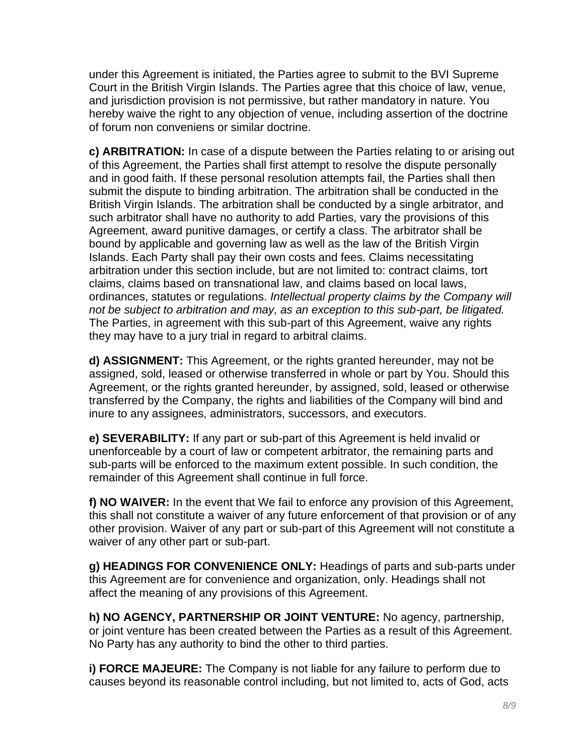under this Agreement is initiated, the Parties agree to submit to the BVI Supreme Court in the British Virgin Islands. The Parties agree that this choice of law, venue, and jurisdiction provision is not permissive, but rather mandatory in nature. You hereby waive the right to any objection of venue, including assertion of the doctrine of forum non conveniens or similar doctrine.

**c) ARBITRATION:** In case of a dispute between the Parties relating to or arising out of this Agreement, the Parties shall first attempt to resolve the dispute personally and in good faith. If these personal resolution attempts fail, the Parties shall then submit the dispute to binding arbitration. The arbitration shall be conducted in the British Virgin Islands. The arbitration shall be conducted by a single arbitrator, and such arbitrator shall have no authority to add Parties, vary the provisions of this Agreement, award punitive damages, or certify a class. The arbitrator shall be bound by applicable and governing law as well as the law of the British Virgin Islands. Each Party shall pay their own costs and fees. Claims necessitating arbitration under this section include, but are not limited to: contract claims, tort claims, claims based on transnational law, and claims based on local laws, ordinances, statutes or regulations. *Intellectual property claims by the Company will not be subject to arbitration and may, as an exception to this sub-part, be litigated.* The Parties, in agreement with this sub-part of this Agreement, waive any rights they may have to a jury trial in regard to arbitral claims.

**d) ASSIGNMENT:** This Agreement, or the rights granted hereunder, may not be assigned, sold, leased or otherwise transferred in whole or part by You. Should this Agreement, or the rights granted hereunder, by assigned, sold, leased or otherwise transferred by the Company, the rights and liabilities of the Company will bind and inure to any assignees, administrators, successors, and executors.

**e) SEVERABILITY:** If any part or sub-part of this Agreement is held invalid or unenforceable by a court of law or competent arbitrator, the remaining parts and sub-parts will be enforced to the maximum extent possible. In such condition, the remainder of this Agreement shall continue in full force.

**f) NO WAIVER:** In the event that We fail to enforce any provision of this Agreement, this shall not constitute a waiver of any future enforcement of that provision or of any other provision. Waiver of any part or sub-part of this Agreement will not constitute a waiver of any other part or sub-part.

**g) HEADINGS FOR CONVENIENCE ONLY:** Headings of parts and sub-parts under this Agreement are for convenience and organization, only. Headings shall not affect the meaning of any provisions of this Agreement.

**h) NO AGENCY, PARTNERSHIP OR JOINT VENTURE:** No agency, partnership, or joint venture has been created between the Parties as a result of this Agreement. No Party has any authority to bind the other to third parties.

**i) FORCE MAJEURE:** The Company is not liable for any failure to perform due to causes beyond its reasonable control including, but not limited to, acts of God, acts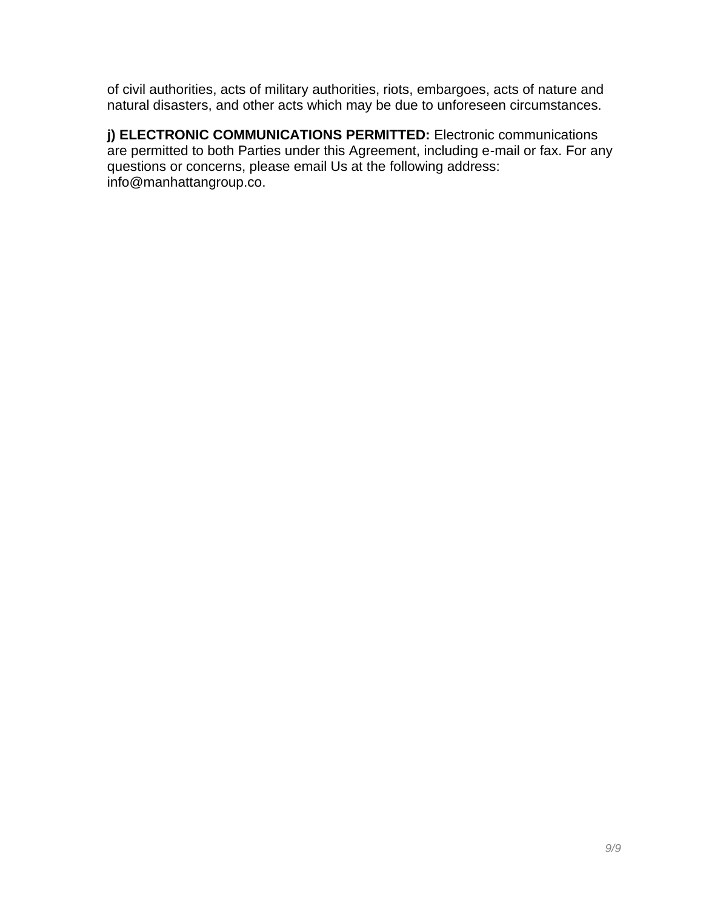of civil authorities, acts of military authorities, riots, embargoes, acts of nature and natural disasters, and other acts which may be due to unforeseen circumstances.

**j) ELECTRONIC COMMUNICATIONS PERMITTED:** Electronic communications are permitted to both Parties under this Agreement, including e-mail or fax. For any questions or concerns, please email Us at the following address: info@manhattangroup.co.